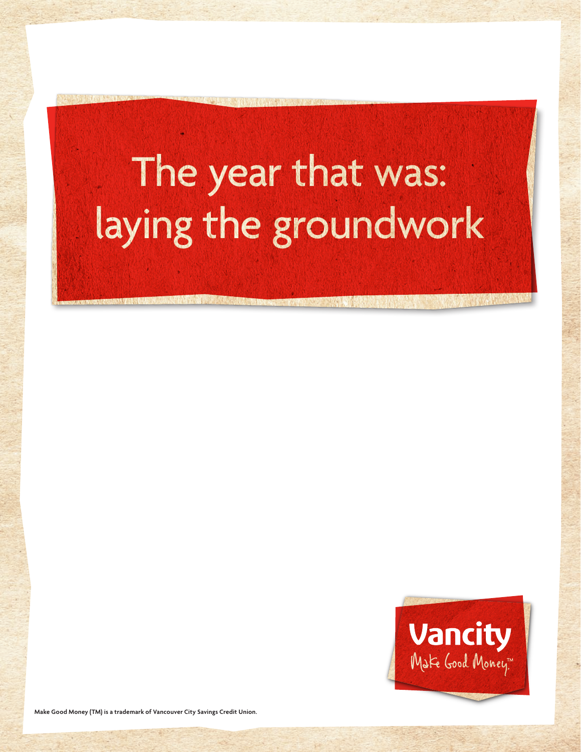# The year that was: laying the groundwork

Vancity

Make Good Money.™

Make Good Money (TM) is a trademark of Vancouver City Savings Credit Union.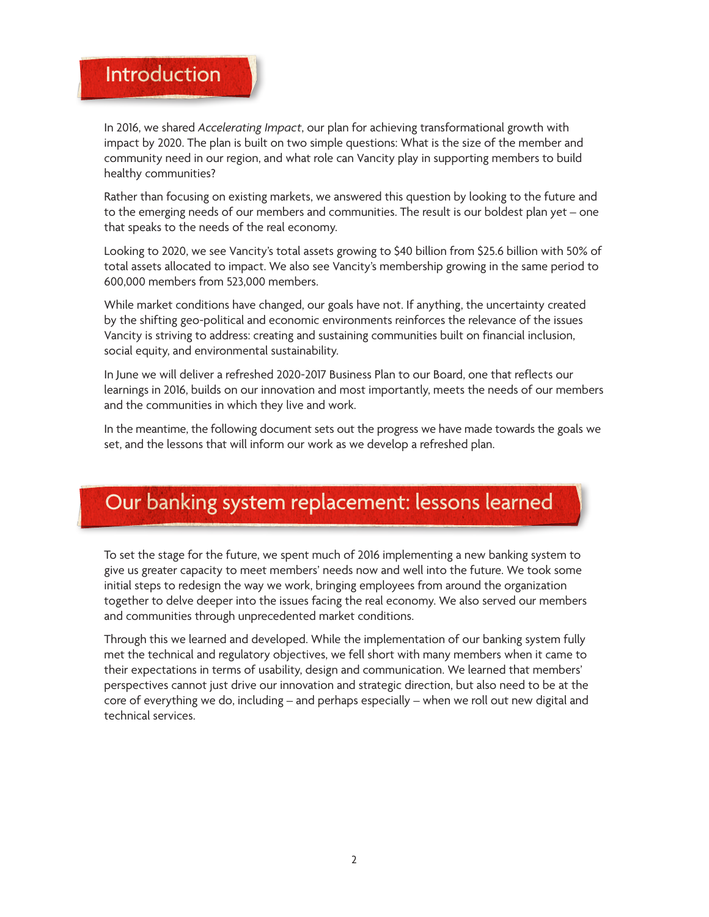# Introduction

In 2016, we shared *Accelerating Impact*, our plan for achieving transformational growth with impact by 2020. The plan is built on two simple questions: What is the size of the member and community need in our region, and what role can Vancity play in supporting members to build healthy communities?

Rather than focusing on existing markets, we answered this question by looking to the future and to the emerging needs of our members and communities. The result is our boldest plan yet – one that speaks to the needs of the real economy.

Looking to 2020, we see Vancity's total assets growing to $40 billion from $25.6 billion with 50% of total assets allocated to impact. We also see Vancity's membership growing in the same period to 600,000 members from 523,000 members.

While market conditions have changed, our goals have not. If anything, the uncertainty created by the shifting geo-political and economic environments reinforces the relevance of the issues Vancity is striving to address: creating and sustaining communities built on financial inclusion, social equity, and environmental sustainability.

In June we will deliver a refreshed 2020-2017 Business Plan to our Board, one that reflects our learnings in 2016, builds on our innovation and most importantly, meets the needs of our members and the communities in which they live and work.

In the meantime, the following document sets out the progress we have made towards the goals we set, and the lessons that will inform our work as we develop a refreshed plan.

# Our banking system replacement: lessons learned

To set the stage for the future, we spent much of 2016 implementing a new banking system to give us greater capacity to meet members' needs now and well into the future. We took some initial steps to redesign the way we work, bringing employees from around the organization together to delve deeper into the issues facing the real economy. We also served our members and communities through unprecedented market conditions.

Through this we learned and developed. While the implementation of our banking system fully met the technical and regulatory objectives, we fell short with many members when it came to their expectations in terms of usability, design and communication. We learned that members' perspectives cannot just drive our innovation and strategic direction, but also need to be at the core of everything we do, including – and perhaps especially – when we roll out new digital and technical services.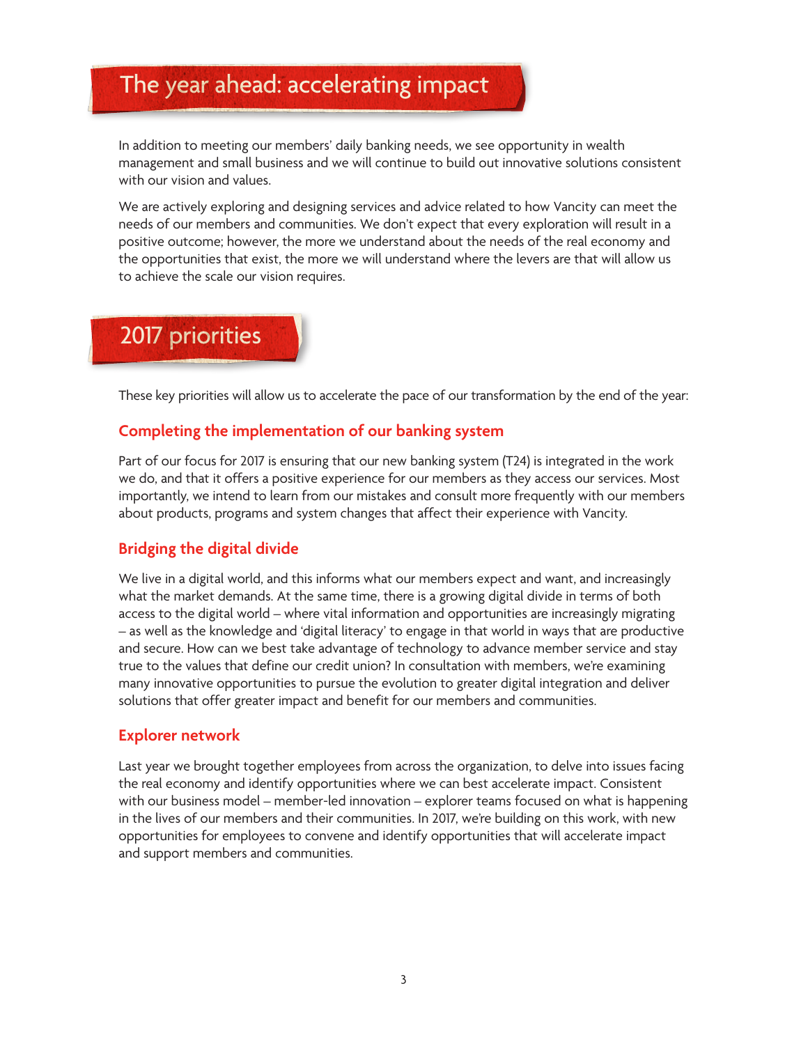## The year ahead: accelerating impact

In addition to meeting our members' daily banking needs, we see opportunity in wealth management and small business and we will continue to build out innovative solutions consistent with our vision and values.

We are actively exploring and designing services and advice related to how Vancity can meet the needs of our members and communities. We don't expect that every exploration will result in a positive outcome; however, the more we understand about the needs of the real economy and the opportunities that exist, the more we will understand where the levers are that will allow us to achieve the scale our vision requires.

## 2017 priorities

These key priorities will allow us to accelerate the pace of our transformation by the end of the year:

### Completing the implementation of our banking system

Part of our focus for 2017 is ensuring that our new banking system (T24) is integrated in the work we do, and that it offers a positive experience for our members as they access our services. Most importantly, we intend to learn from our mistakes and consult more frequently with our members about products, programs and system changes that affect their experience with Vancity.

### Bridging the digital divide

We live in a digital world, and this informs what our members expect and want, and increasingly what the market demands. At the same time, there is a growing digital divide in terms of both access to the digital world – where vital information and opportunities are increasingly migrating – as well as the knowledge and 'digital literacy' to engage in that world in ways that are productive and secure. How can we best take advantage of technology to advance member service and stay true to the values that define our credit union? In consultation with members, we're examining many innovative opportunities to pursue the evolution to greater digital integration and deliver solutions that offer greater impact and benefit for our members and communities.

### Explorer network

Last year we brought together employees from across the organization, to delve into issues facing the real economy and identify opportunities where we can best accelerate impact. Consistent with our business model – member-led innovation – explorer teams focused on what is happening in the lives of our members and their communities. In 2017, we're building on this work, with new opportunities for employees to convene and identify opportunities that will accelerate impact and support members and communities.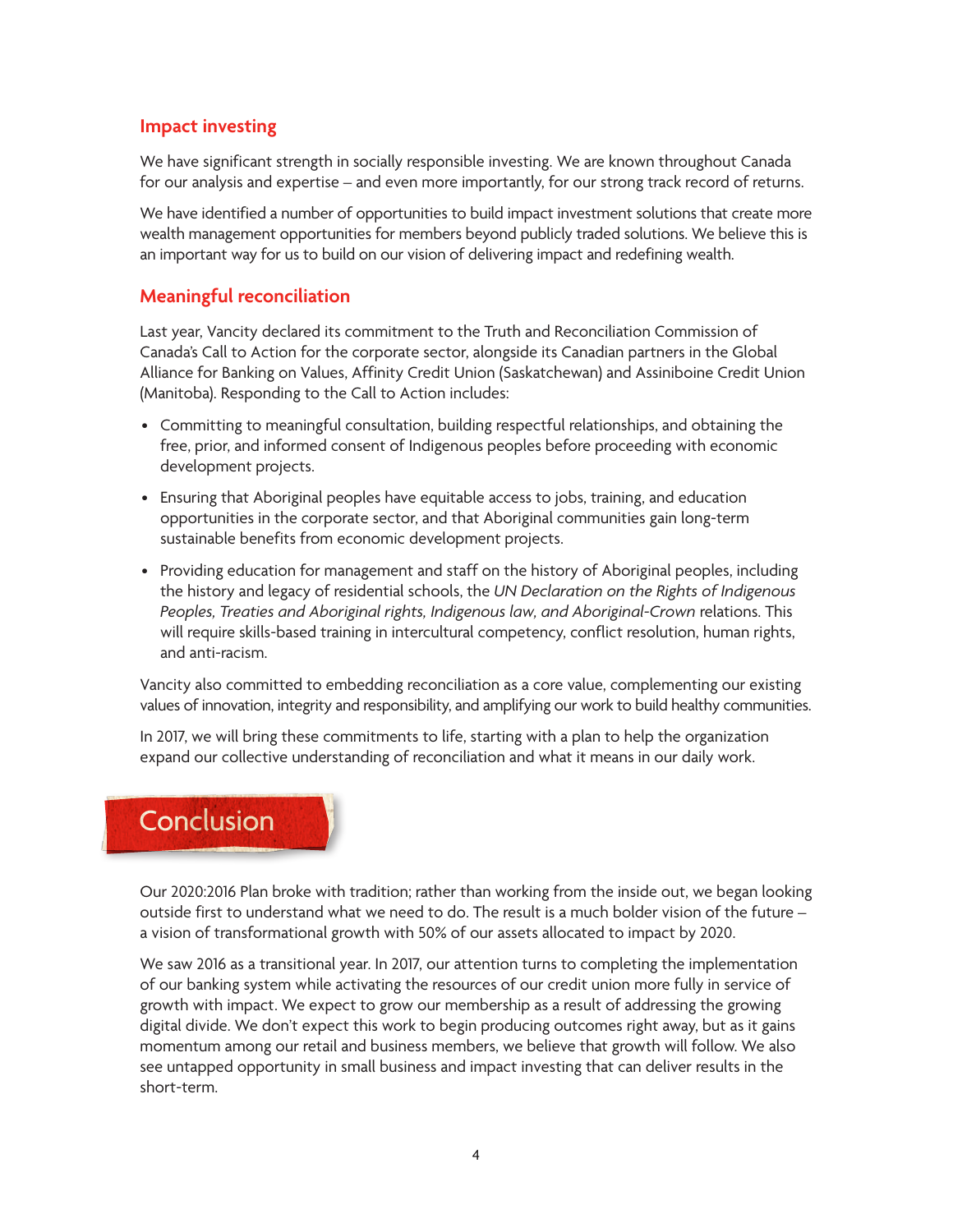## Impact investing

We have significant strength in socially responsible investing. We are known throughout Canada for our analysis and expertise – and even more importantly, for our strong track record of returns.

We have identified a number of opportunities to build impact investment solutions that create more wealth management opportunities for members beyond publicly traded solutions. We believe this is an important way for us to build on our vision of delivering impact and redefining wealth.

## Meaningful reconciliation

Last year, Vancity declared its commitment to the Truth and Reconciliation Commission of Canada's Call to Action for the corporate sector, alongside its Canadian partners in the Global Alliance for Banking on Values, Affinity Credit Union (Saskatchewan) and Assiniboine Credit Union (Manitoba). Responding to the Call to Action includes:

- Committing to meaningful consultation, building respectful relationships, and obtaining the free, prior, and informed consent of Indigenous peoples before proceeding with economic development projects.
- Ensuring that Aboriginal peoples have equitable access to jobs, training, and education opportunities in the corporate sector, and that Aboriginal communities gain long-term sustainable benefits from economic development projects.
- Providing education for management and staff on the history of Aboriginal peoples, including the history and legacy of residential schools, the *UN Declaration on the Rights of Indigenous Peoples, Treaties and Aboriginal rights, Indigenous law, and Aboriginal-Crown* relations. This will require skills-based training in intercultural competency, conflict resolution, human rights, and anti-racism.

Vancity also committed to embedding reconciliation as a core value, complementing our existing values of innovation, integrity and responsibility, and amplifying our work to build healthy communities.

In 2017, we will bring these commitments to life, starting with a plan to help the organization expand our collective understanding of reconciliation and what it means in our daily work.

# Conclusion

Our 2020:2016 Plan broke with tradition; rather than working from the inside out, we began looking outside first to understand what we need to do. The result is a much bolder vision of the future – a vision of transformational growth with 50% of our assets allocated to impact by 2020.

We saw 2016 as a transitional year. In 2017, our attention turns to completing the implementation of our banking system while activating the resources of our credit union more fully in service of growth with impact. We expect to grow our membership as a result of addressing the growing digital divide. We don't expect this work to begin producing outcomes right away, but as it gains momentum among our retail and business members, we believe that growth will follow. We also see untapped opportunity in small business and impact investing that can deliver results in the short-term.